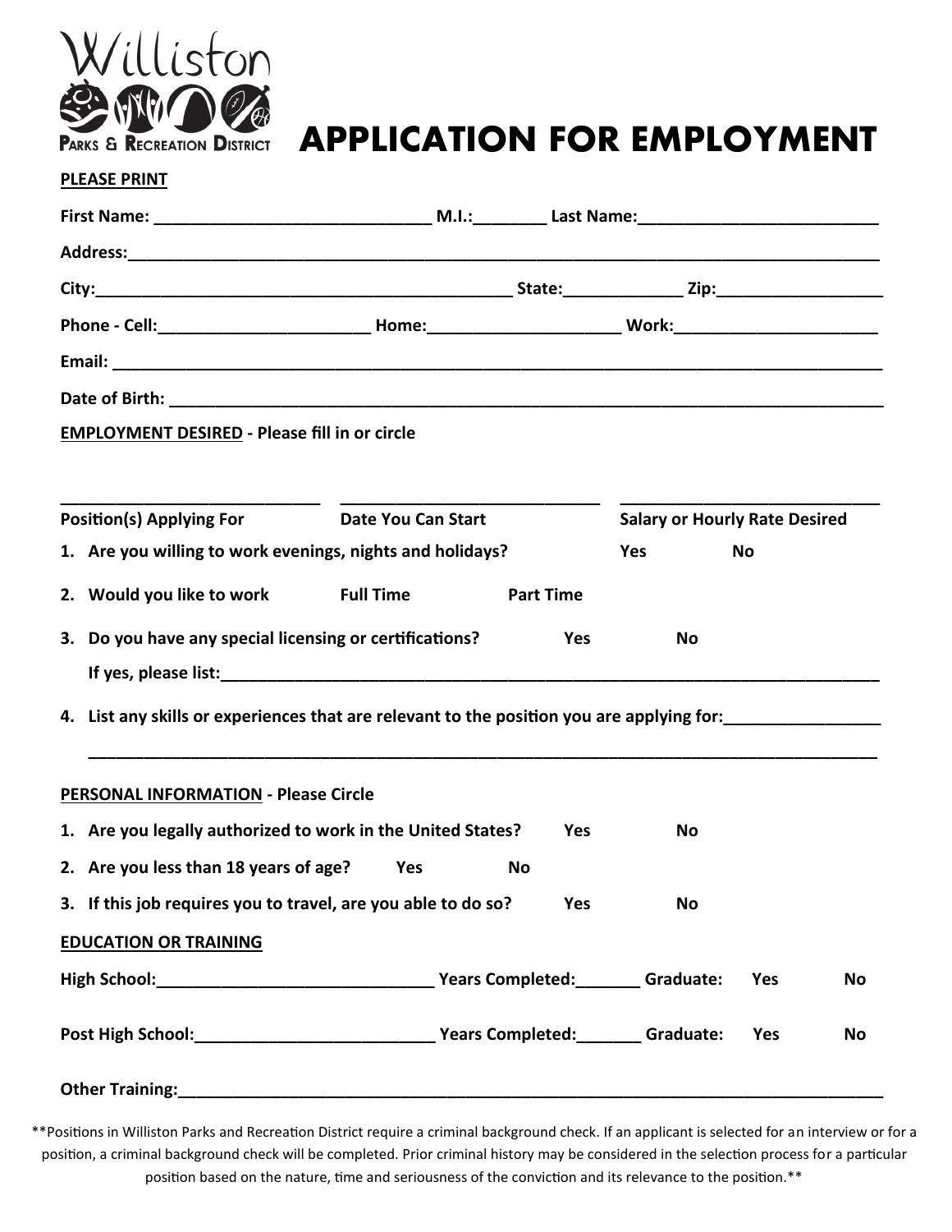Williston Parks & Recreation District

# APPLICATION FOR EMPLOYMENT

**PLEASE PRINT**

**First Name:** ______________________________ **M.I.:**________ **Last Name:**__________________________

**Address:**________________________________________________________________________________________

**City:**_____________________________________________ **State:**_____________ **Zip:**__________________

**Phone - Cell:**_______________________ **Home:**_____________________ **Work:**______________________

**Email:** __________________________________________________________________________________________

**Date of Birth:** ____________________________________________________________________________________

**EMPLOYMENT DESIRED - Please fill in or circle**

| _____________________________ | _____________________________ | _____________________________ |
|---|---|---|
| **Position(s) Applying For** | **Date You Can Start** | **Salary or Hourly Rate Desired** |

1. **Are you willing to work evenings, nights and holidays?** **Yes** **No**
2. **Would you like to work** **Full Time** **Part Time**
3. **Do you have any special licensing or certifications?** **Yes** **No**

   **If yes, please list:**_____________________________________________________________________________
4. **List any skills or experiences that are relevant to the position you are applying for:**_________________

   ________________________________________________________________________________________

**PERSONAL INFORMATION - Please Circle**

1. **Are you legally authorized to work in the United States?** **Yes** **No**
2. **Are you less than 18 years of age?** **Yes** **No**
3. **If this job requires you to travel, are you able to do so?** **Yes** **No**

**EDUCATION OR TRAINING**

**High School:**______________________________ **Years Completed:**_______ **Graduate:** **Yes** **No**

**Post High School:**__________________________ **Years Completed:**_______ **Graduate:** **Yes** **No**

**Other Training:**____________________________________________________________________________

**Positions in Williston Parks and Recreation District require a criminal background check. If an applicant is selected for an interview or for a position, a criminal background check will be completed. Prior criminal history may be considered in the selection process for a particular position based on the nature, time and seriousness of the conviction and its relevance to the position.**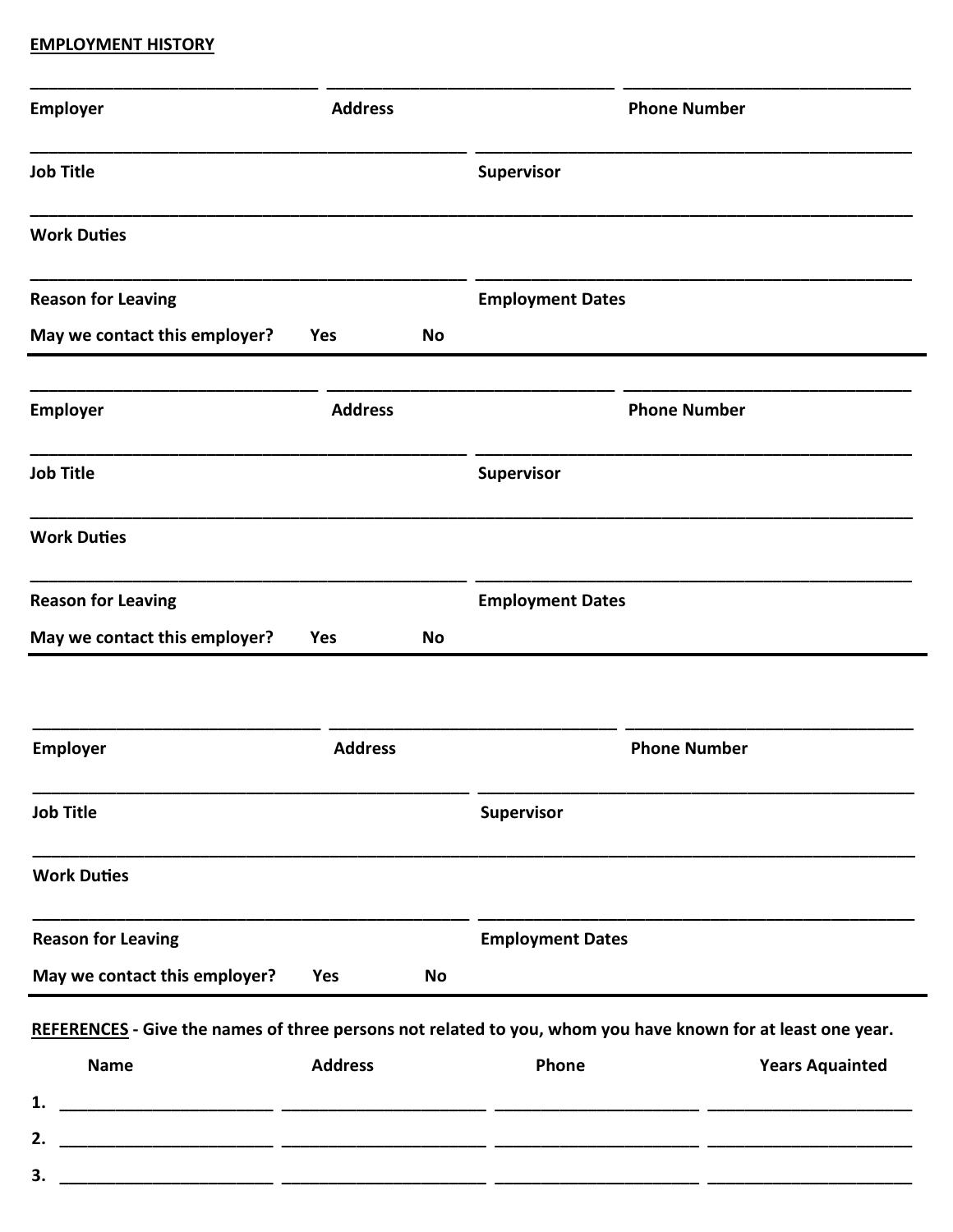**EMPLOYMENT HISTORY**

\_\_\_\_\_\_\_\_\_\_\_\_\_\_\_\_\_\_\_\_\_\_\_\_\_\_\_\_\_\_\_\_ \_\_\_\_\_\_\_\_\_\_\_\_\_\_\_\_\_\_\_\_\_\_\_\_\_\_\_\_\_\_\_\_ \_\_\_\_\_\_\_\_\_\_\_\_\_\_\_\_\_\_\_\_\_\_\_\_\_\_\_\_\_\_\_\_

**Employer** **Address** **Phone Number**

\_\_\_\_\_\_\_\_\_\_\_\_\_\_\_\_\_\_\_\_\_\_\_\_\_\_\_\_\_\_\_\_\_\_\_\_\_\_\_\_\_\_\_\_ \_\_\_\_\_\_\_\_\_\_\_\_\_\_\_\_\_\_\_\_\_\_\_\_\_\_\_\_\_\_\_\_\_\_\_\_\_\_\_\_\_\_\_\_

**Job Title** **Supervisor**

\_\_\_\_\_\_\_\_\_\_\_\_\_\_\_\_\_\_\_\_\_\_\_\_\_\_\_\_\_\_\_\_\_\_\_\_\_\_\_\_\_\_\_\_\_\_\_\_\_\_\_\_\_\_\_\_\_\_\_\_\_\_\_\_\_\_\_\_\_\_\_\_\_\_\_\_\_\_\_\_\_\_\_\_\_\_\_\_

**Work Duties**

\_\_\_\_\_\_\_\_\_\_\_\_\_\_\_\_\_\_\_\_\_\_\_\_\_\_\_\_\_\_\_\_\_\_\_\_\_\_\_\_\_\_\_\_ \_\_\_\_\_\_\_\_\_\_\_\_\_\_\_\_\_\_\_\_\_\_\_\_\_\_\_\_\_\_\_\_\_\_\_\_\_\_\_\_\_\_\_\_

**Reason for Leaving** **Employment Dates**

**May we contact this employer? Yes No**

---

\_\_\_\_\_\_\_\_\_\_\_\_\_\_\_\_\_\_\_\_\_\_\_\_\_\_\_\_\_\_\_\_ \_\_\_\_\_\_\_\_\_\_\_\_\_\_\_\_\_\_\_\_\_\_\_\_\_\_\_\_\_\_\_\_ \_\_\_\_\_\_\_\_\_\_\_\_\_\_\_\_\_\_\_\_\_\_\_\_\_\_\_\_\_\_\_\_

**Employer** **Address** **Phone Number**

\_\_\_\_\_\_\_\_\_\_\_\_\_\_\_\_\_\_\_\_\_\_\_\_\_\_\_\_\_\_\_\_\_\_\_\_\_\_\_\_\_\_\_\_ \_\_\_\_\_\_\_\_\_\_\_\_\_\_\_\_\_\_\_\_\_\_\_\_\_\_\_\_\_\_\_\_\_\_\_\_\_\_\_\_\_\_\_\_

**Job Title** **Supervisor**

\_\_\_\_\_\_\_\_\_\_\_\_\_\_\_\_\_\_\_\_\_\_\_\_\_\_\_\_\_\_\_\_\_\_\_\_\_\_\_\_\_\_\_\_\_\_\_\_\_\_\_\_\_\_\_\_\_\_\_\_\_\_\_\_\_\_\_\_\_\_\_\_\_\_\_\_\_\_\_\_\_\_\_\_\_\_\_\_

**Work Duties**

\_\_\_\_\_\_\_\_\_\_\_\_\_\_\_\_\_\_\_\_\_\_\_\_\_\_\_\_\_\_\_\_\_\_\_\_\_\_\_\_\_\_\_\_ \_\_\_\_\_\_\_\_\_\_\_\_\_\_\_\_\_\_\_\_\_\_\_\_\_\_\_\_\_\_\_\_\_\_\_\_\_\_\_\_\_\_\_\_

**Reason for Leaving** **Employment Dates**

**May we contact this employer? Yes No**

---

\_\_\_\_\_\_\_\_\_\_\_\_\_\_\_\_\_\_\_\_\_\_\_\_\_\_\_\_\_\_\_\_ \_\_\_\_\_\_\_\_\_\_\_\_\_\_\_\_\_\_\_\_\_\_\_\_\_\_\_\_\_\_\_\_ \_\_\_\_\_\_\_\_\_\_\_\_\_\_\_\_\_\_\_\_\_\_\_\_\_\_\_\_\_\_\_\_

**Employer** **Address** **Phone Number**

\_\_\_\_\_\_\_\_\_\_\_\_\_\_\_\_\_\_\_\_\_\_\_\_\_\_\_\_\_\_\_\_\_\_\_\_\_\_\_\_\_\_\_\_ \_\_\_\_\_\_\_\_\_\_\_\_\_\_\_\_\_\_\_\_\_\_\_\_\_\_\_\_\_\_\_\_\_\_\_\_\_\_\_\_\_\_\_\_

**Job Title** **Supervisor**

\_\_\_\_\_\_\_\_\_\_\_\_\_\_\_\_\_\_\_\_\_\_\_\_\_\_\_\_\_\_\_\_\_\_\_\_\_\_\_\_\_\_\_\_\_\_\_\_\_\_\_\_\_\_\_\_\_\_\_\_\_\_\_\_\_\_\_\_\_\_\_\_\_\_\_\_\_\_\_\_\_\_\_\_\_\_\_\_

**Work Duties**

\_\_\_\_\_\_\_\_\_\_\_\_\_\_\_\_\_\_\_\_\_\_\_\_\_\_\_\_\_\_\_\_\_\_\_\_\_\_\_\_\_\_\_\_ \_\_\_\_\_\_\_\_\_\_\_\_\_\_\_\_\_\_\_\_\_\_\_\_\_\_\_\_\_\_\_\_\_\_\_\_\_\_\_\_\_\_\_\_

**Reason for Leaving** **Employment Dates**

**May we contact this employer? Yes No**

---

**REFERENCES - Give the names of three persons not related to you, whom you have known for at least one year.**

| | Name | Address | Phone | Years Aquainted |
|---|---|---|---|---|
| 1. | | | | |
| 2. | | | | |
| 3. | | | | |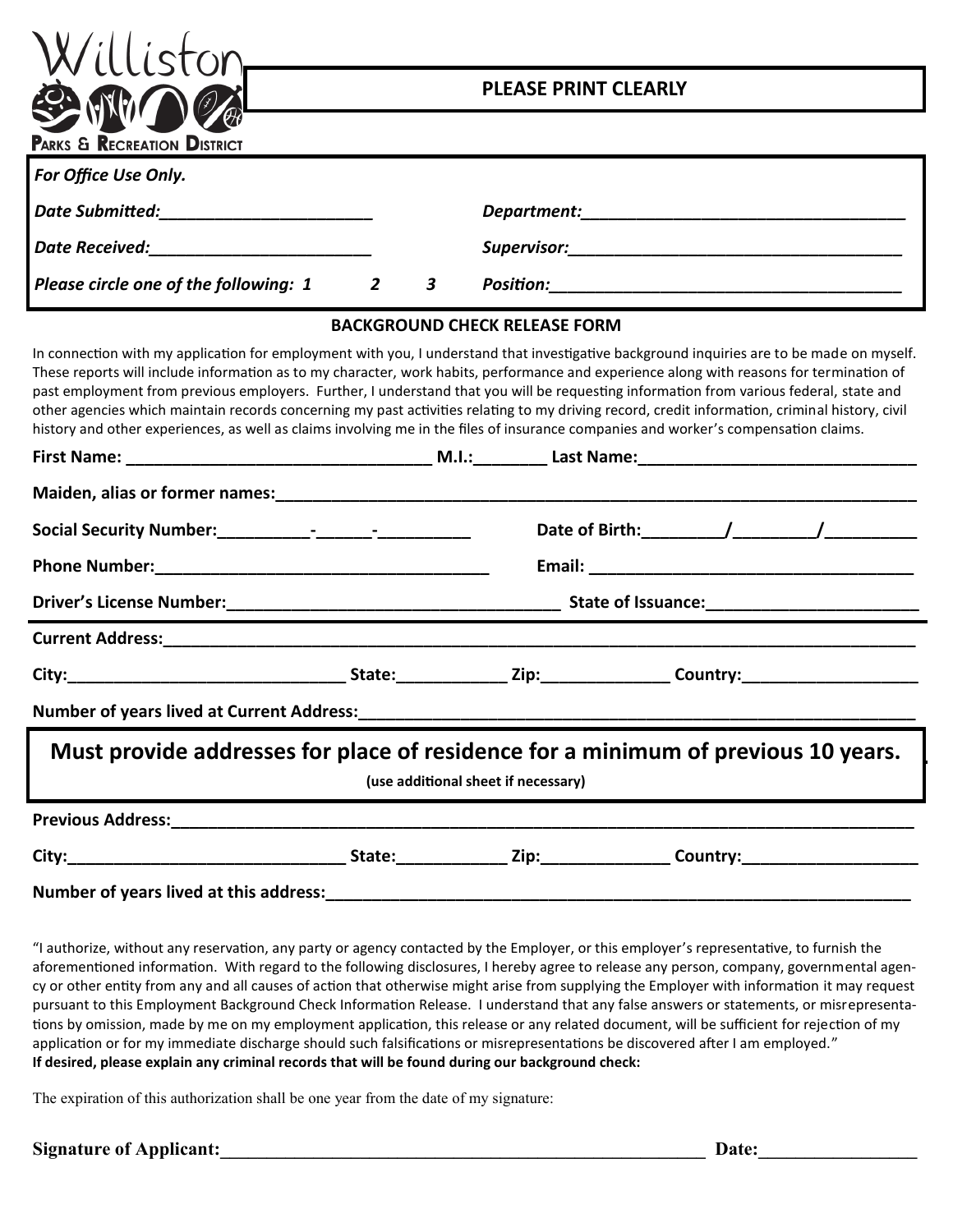Williston

PARKS & RECREATION DISTRICT

**PLEASE PRINT CLEARLY**

*For Office Use Only.*

*Date Submitted:_______________________* *Department:___________________________________*

*Date Received:________________________* *Supervisor:___________________________________*

*Please circle one of the following: 1 2 3* *Position:______________________________________*

## BACKGROUND CHECK RELEASE FORM

In connection with my application for employment with you, I understand that investigative background inquiries are to be made on myself. These reports will include information as to my character, work habits, performance and experience along with reasons for termination of past employment from previous employers. Further, I understand that you will be requesting information from various federal, state and other agencies which maintain records concerning my past activities relating to my driving record, credit information, criminal history, civil history and other experiences, as well as claims involving me in the files of insurance companies and worker's compensation claims.

**First Name: ________________________________ M.I.:________ Last Name:______________________________**

**Maiden, alias or former names:_____________________________________________________________________**

**Social Security Number:__________-______-__________ Date of Birth:_________/_________/__________**

**Phone Number:____________________________________ Email: __________________________________**

**Driver's License Number:___________________________________ State of Issuance:______________________**

**Current Address:___________________________________________________________________________________**

**City:______________________________ State:____________ Zip:______________ Country:___________________**

**Number of years lived at Current Address:______________________________________________________________**

## Must provide addresses for place of residence for a minimum of previous 10 years.

**(use additional sheet if necessary)**

**Previous Address:__________________________________________________________________________________**

**City:______________________________ State:____________ Zip:______________ Country:___________________**

**Number of years lived at this address:_________________________________________________________________**

"I authorize, without any reservation, any party or agency contacted by the Employer, or this employer's representative, to furnish the aforementioned information. With regard to the following disclosures, I hereby agree to release any person, company, governmental agency or other entity from any and all causes of action that otherwise might arise from supplying the Employer with information it may request pursuant to this Employment Background Check Information Release. I understand that any false answers or statements, or misrepresentations by omission, made by me on my employment application, this release or any related document, will be sufficient for rejection of my application or for my immediate discharge should such falsifications or misrepresentations be discovered after I am employed."

**If desired, please explain any criminal records that will be found during our background check:**

The expiration of this authorization shall be one year from the date of my signature:

**Signature of Applicant:_______________________________________________________ Date:_________________**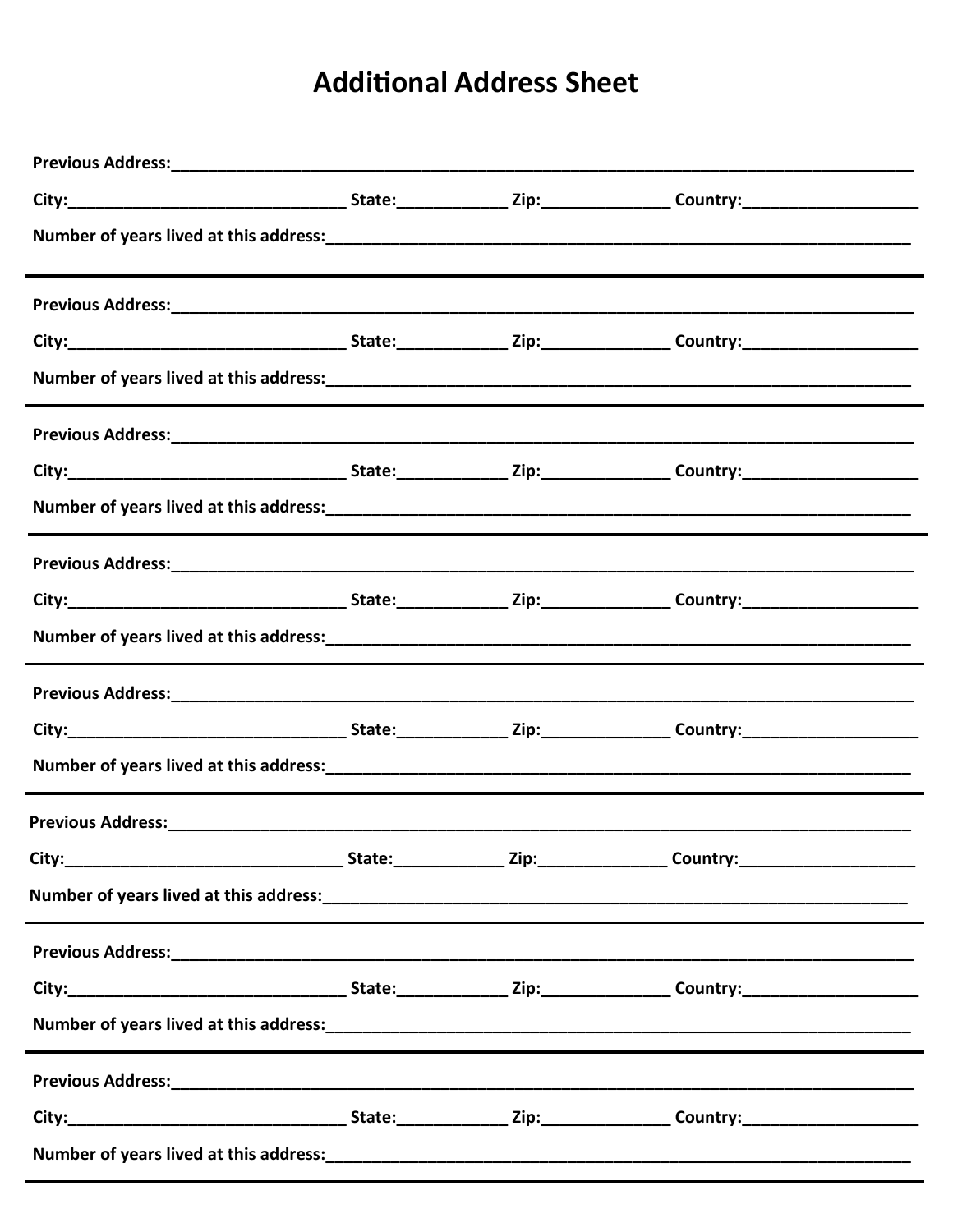# Additional Address Sheet

**Previous Address:**______________________________________________________________________________

**City:**______________________________ **State:**____________ **Zip:**______________ **Country:**___________________

**Number of years lived at this address:**______________________________________________________________

---

**Previous Address:**______________________________________________________________________________

**City:**______________________________ **State:**____________ **Zip:**______________ **Country:**___________________

**Number of years lived at this address:**______________________________________________________________

---

**Previous Address:**______________________________________________________________________________

**City:**______________________________ **State:**____________ **Zip:**______________ **Country:**___________________

**Number of years lived at this address:**______________________________________________________________

---

**Previous Address:**______________________________________________________________________________

**City:**______________________________ **State:**____________ **Zip:**______________ **Country:**___________________

**Number of years lived at this address:**______________________________________________________________

---

**Previous Address:**______________________________________________________________________________

**City:**______________________________ **State:**____________ **Zip:**______________ **Country:**___________________

**Number of years lived at this address:**______________________________________________________________

---

**Previous Address:**______________________________________________________________________________

**City:**______________________________ **State:**____________ **Zip:**______________ **Country:**___________________

**Number of years lived at this address:**______________________________________________________________

---

**Previous Address:**______________________________________________________________________________

**City:**______________________________ **State:**____________ **Zip:**______________ **Country:**___________________

**Number of years lived at this address:**______________________________________________________________

---

**Previous Address:**______________________________________________________________________________

**City:**______________________________ **State:**____________ **Zip:**______________ **Country:**___________________

**Number of years lived at this address:**______________________________________________________________

---